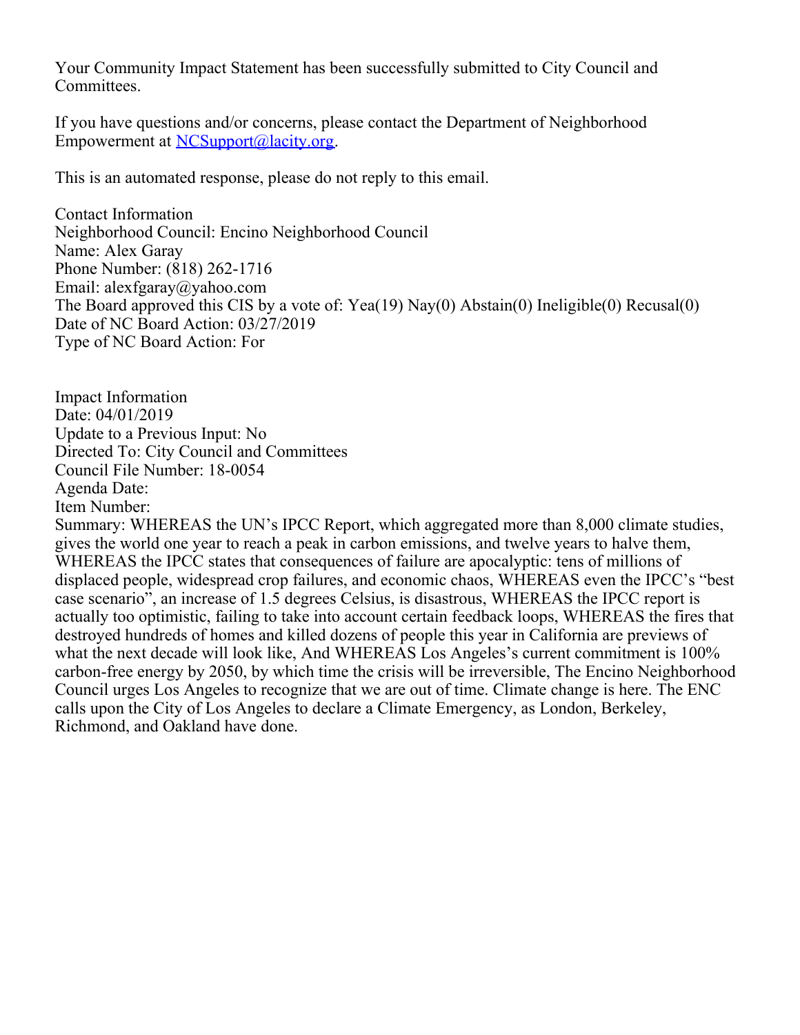Your Community Impact Statement has been successfully submitted to City Council and Committees.

If you have questions and/or concerns, please contact the Department of Neighborhood Empowerment at NCSupport@lacity.org.

This is an automated response, please do not reply to this email.

Contact Information
Neighborhood Council: Encino Neighborhood Council
Name: Alex Garay
Phone Number: (818) 262-1716
Email: alexfgaray@yahoo.com
The Board approved this CIS by a vote of: Yea(19) Nay(0) Abstain(0) Ineligible(0) Recusal(0)
Date of NC Board Action: 03/27/2019
Type of NC Board Action: For

Impact Information
Date: 04/01/2019
Update to a Previous Input: No
Directed To: City Council and Committees
Council File Number: 18-0054
Agenda Date:
Item Number:
Summary: WHEREAS the UN's IPCC Report, which aggregated more than 8,000 climate studies, gives the world one year to reach a peak in carbon emissions, and twelve years to halve them, WHEREAS the IPCC states that consequences of failure are apocalyptic: tens of millions of displaced people, widespread crop failures, and economic chaos, WHEREAS even the IPCC's "best case scenario", an increase of 1.5 degrees Celsius, is disastrous, WHEREAS the IPCC report is actually too optimistic, failing to take into account certain feedback loops, WHEREAS the fires that destroyed hundreds of homes and killed dozens of people this year in California are previews of what the next decade will look like, And WHEREAS Los Angeles's current commitment is 100% carbon-free energy by 2050, by which time the crisis will be irreversible, The Encino Neighborhood Council urges Los Angeles to recognize that we are out of time. Climate change is here. The ENC calls upon the City of Los Angeles to declare a Climate Emergency, as London, Berkeley, Richmond, and Oakland have done.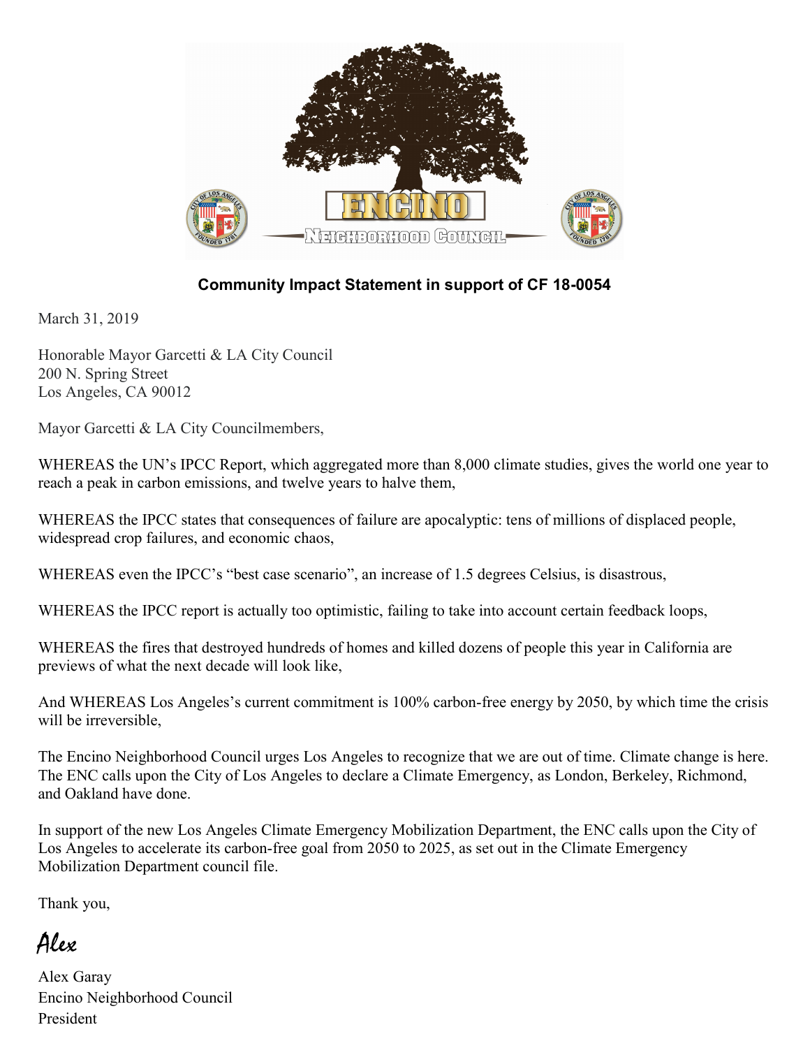ENCINO
NEIGHBORHOOD COUNCIL

**Community Impact Statement in support of CF 18-0054**

March 31, 2019

Honorable Mayor Garcetti & LA City Council
200 N. Spring Street
Los Angeles, CA 90012

Mayor Garcetti & LA City Councilmembers,

WHEREAS the UN's IPCC Report, which aggregated more than 8,000 climate studies, gives the world one year to reach a peak in carbon emissions, and twelve years to halve them,

WHEREAS the IPCC states that consequences of failure are apocalyptic: tens of millions of displaced people, widespread crop failures, and economic chaos,

WHEREAS even the IPCC's "best case scenario", an increase of 1.5 degrees Celsius, is disastrous,

WHEREAS the IPCC report is actually too optimistic, failing to take into account certain feedback loops,

WHEREAS the fires that destroyed hundreds of homes and killed dozens of people this year in California are previews of what the next decade will look like,

And WHEREAS Los Angeles's current commitment is 100% carbon-free energy by 2050, by which time the crisis will be irreversible,

The Encino Neighborhood Council urges Los Angeles to recognize that we are out of time. Climate change is here. The ENC calls upon the City of Los Angeles to declare a Climate Emergency, as London, Berkeley, Richmond, and Oakland have done.

In support of the new Los Angeles Climate Emergency Mobilization Department, the ENC calls upon the City of Los Angeles to accelerate its carbon-free goal from 2050 to 2025, as set out in the Climate Emergency Mobilization Department council file.

Thank you,

*Alex*

Alex Garay
Encino Neighborhood Council
President